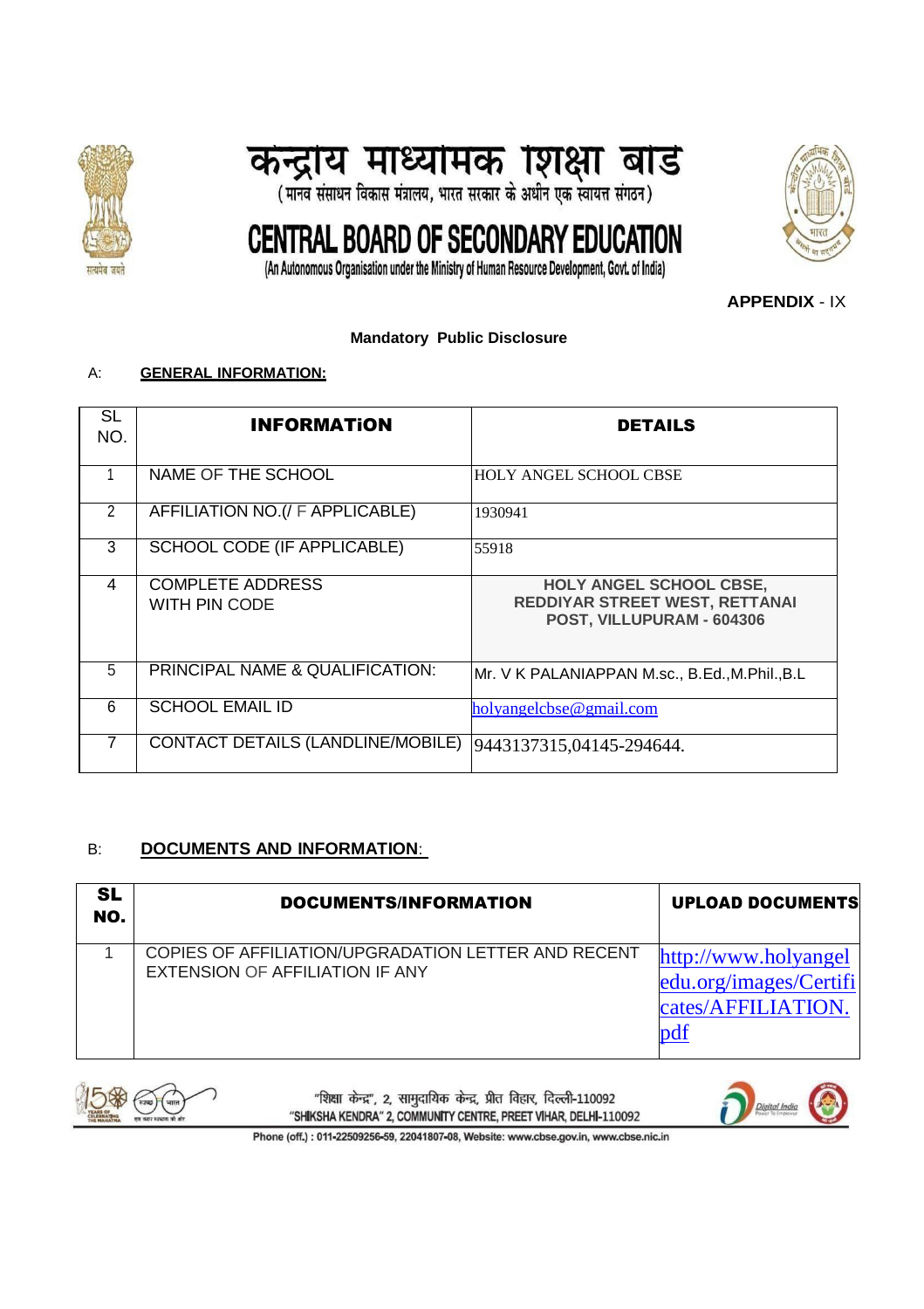# केन्द्रीय माध्यमिक शिक्षा बोर्ड

(मानव संसाधन विकास मंत्रालय, भारत सरकार के अधीन एक स्वायत्त संगठन)

# CENTRAL BOARD OF SECONDARY EDUCATION

(An Autonomous Organisation under the Ministry of Human Resource Development, Govt. of India)

**APPENDIX** - IX

**Mandatory Public Disclosure**

A: **GENERAL INFORMATION:**

| SL NO. | INFORMATiON | DETAILS |
|---|---|---|
| 1 | NAME OF THE SCHOOL | HOLY ANGEL SCHOOL CBSE |
| 2 | AFFILIATION NO.(/ F APPLICABLE) | 1930941 |
| 3 | SCHOOL CODE (IF APPLICABLE) | 55918 |
| 4 | COMPLETE ADDRESS WITH PIN CODE | HOLY ANGEL SCHOOL CBSE, REDDIYAR STREET WEST, RETTANAI POST, VILLUPURAM - 604306 |
| 5 | PRINCIPAL NAME & QUALIFICATION: | Mr. V K PALANIAPPAN M.sc., B.Ed.,M.Phil.,B.L |
| 6 | SCHOOL EMAIL ID | holyangelcbse@gmail.com |
| 7 | CONTACT DETAILS (LANDLINE/MOBILE) | 9443137315,04145-294644. |

B: **DOCUMENTS AND INFORMATION**:

| SL NO. | DOCUMENTS/INFORMATION | UPLOAD DOCUMENTS |
|---|---|---|
| 1 | COPIES OF AFFILIATION/UPGRADATION LETTER AND RECENT EXTENSION OF AFFILIATION IF ANY | http://www.holyangeledu.org/images/Certificates/AFFILIATION.pdf |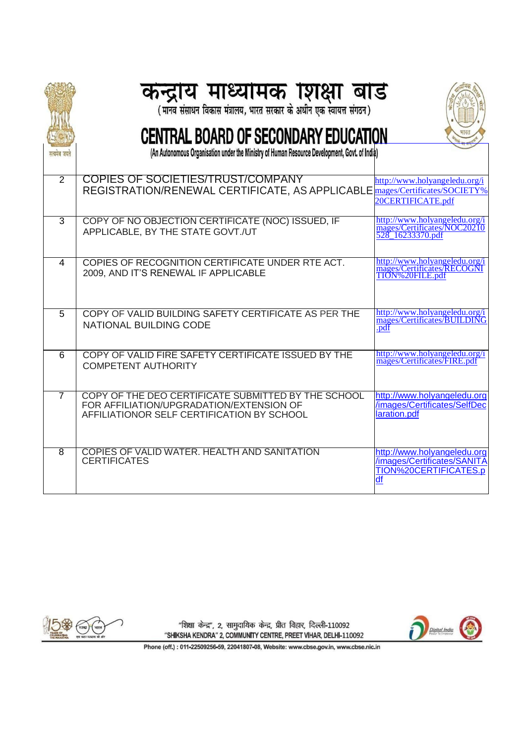| 2 | COPIES OF SOCIETIES/TRUST/COMPANY REGISTRATION/RENEWAL CERTIFICATE, AS APPLICABLE | http://www.holyangeledu.org/images/Certificates/SOCIETY%20CERTIFICATE.pdf |
|---|---|---|
| 3 | COPY OF NO OBJECTION CERTIFICATE (NOC) ISSUED, IF APPLICABLE, BY THE STATE GOVT./UT | http://www.holyangeledu.org/images/Certificates/NOC20210528_16233370.pdf |
| 4 | COPIES OF RECOGNITION CERTIFICATE UNDER RTE ACT. 2009, AND IT'S RENEWAL IF APPLICABLE | http://www.holyangeledu.org/images/Certificates/RECOGNITION%20FILE.pdf |
| 5 | COPY OF VALID BUILDING SAFETY CERTIFICATE AS PER THE NATIONAL BUILDING CODE | http://www.holyangeledu.org/images/Certificates/BUILDING.pdf |
| 6 | COPY OF VALID FIRE SAFETY CERTIFICATE ISSUED BY THE COMPETENT AUTHORITY | http://www.holyangeledu.org/images/Certificates/FIRE.pdf |
| 7 | COPY OF THE DEO CERTIFICATE SUBMITTED BY THE SCHOOL FOR AFFILIATION/UPGRADATION/EXTENSION OF AFFILIATIONOR SELF CERTIFICATION BY SCHOOL | http://www.holyangeledu.org/images/Certificates/SelfDeclaration.pdf |
| 8 | COPIES OF VALID WATER. HEALTH AND SANITATION CERTIFICATES | http://www.holyangeledu.org/images/Certificates/SANITATION%20CERTIFICATES.pdf |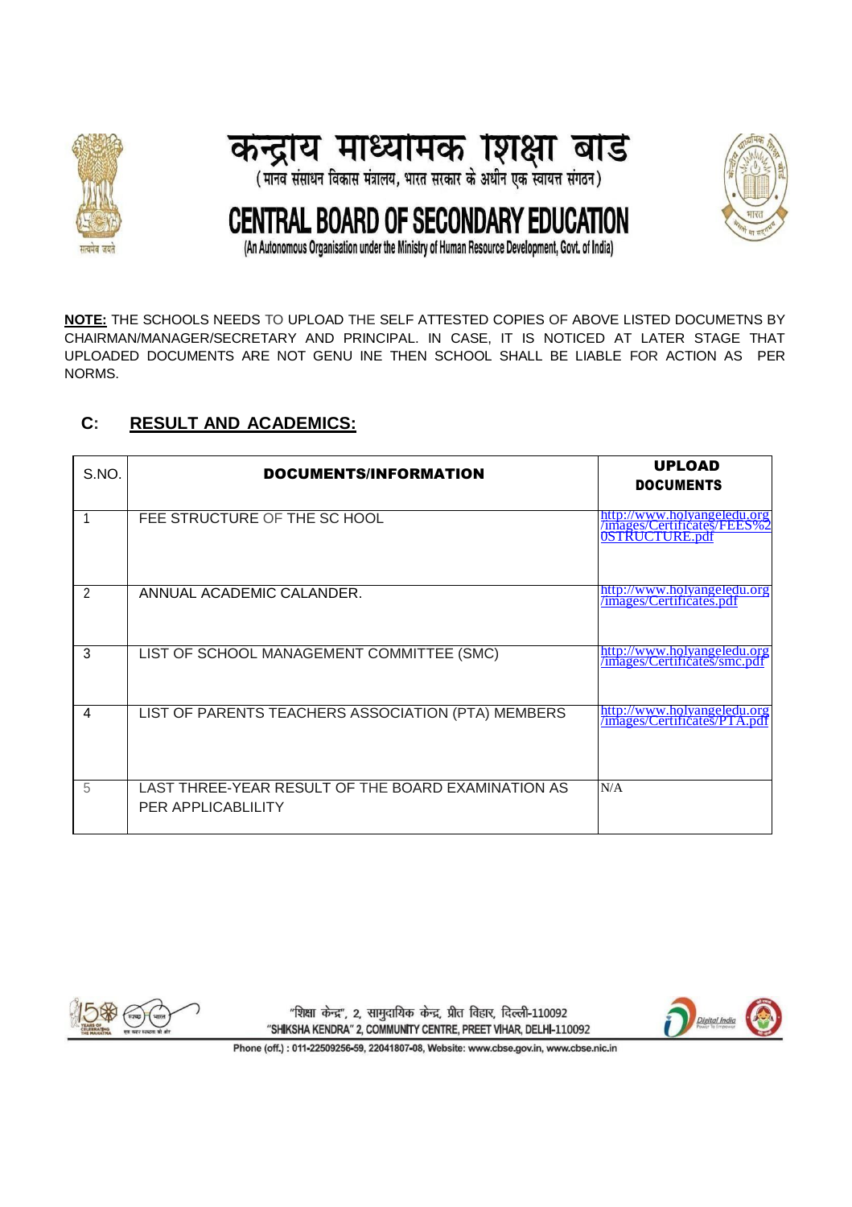**NOTE:** THE SCHOOLS NEEDS TO UPLOAD THE SELF ATTESTED COPIES OF ABOVE LISTED DOCUMETNS BY CHAIRMAN/MANAGER/SECRETARY AND PRINCIPAL. IN CASE, IT IS NOTICED AT LATER STAGE THAT UPLOADED DOCUMENTS ARE NOT GENU INE THEN SCHOOL SHALL BE LIABLE FOR ACTION AS PER NORMS.

## C: RESULT AND ACADEMICS:

| S.NO. | DOCUMENTS/INFORMATION | UPLOAD DOCUMENTS |
|---|---|---|
| 1 | FEE STRUCTURE OF THE SC HOOL | http://www.holyangeledu.org/images/Certificates/FEES%20STRUCTURE.pdf |
| 2 | ANNUAL ACADEMIC CALANDER. | http://www.holyangeledu.org/images/Certificates.pdf |
| 3 | LIST OF SCHOOL MANAGEMENT COMMITTEE (SMC) | http://www.holyangeledu.org/images/Certificates/smc.pdf |
| 4 | LIST OF PARENTS TEACHERS ASSOCIATION (PTA) MEMBERS | http://www.holyangeledu.org/images/Certificates/PTA.pdf |
| 5 | LAST THREE-YEAR RESULT OF THE BOARD EXAMINATION AS PER APPLICABLILITY | N/A |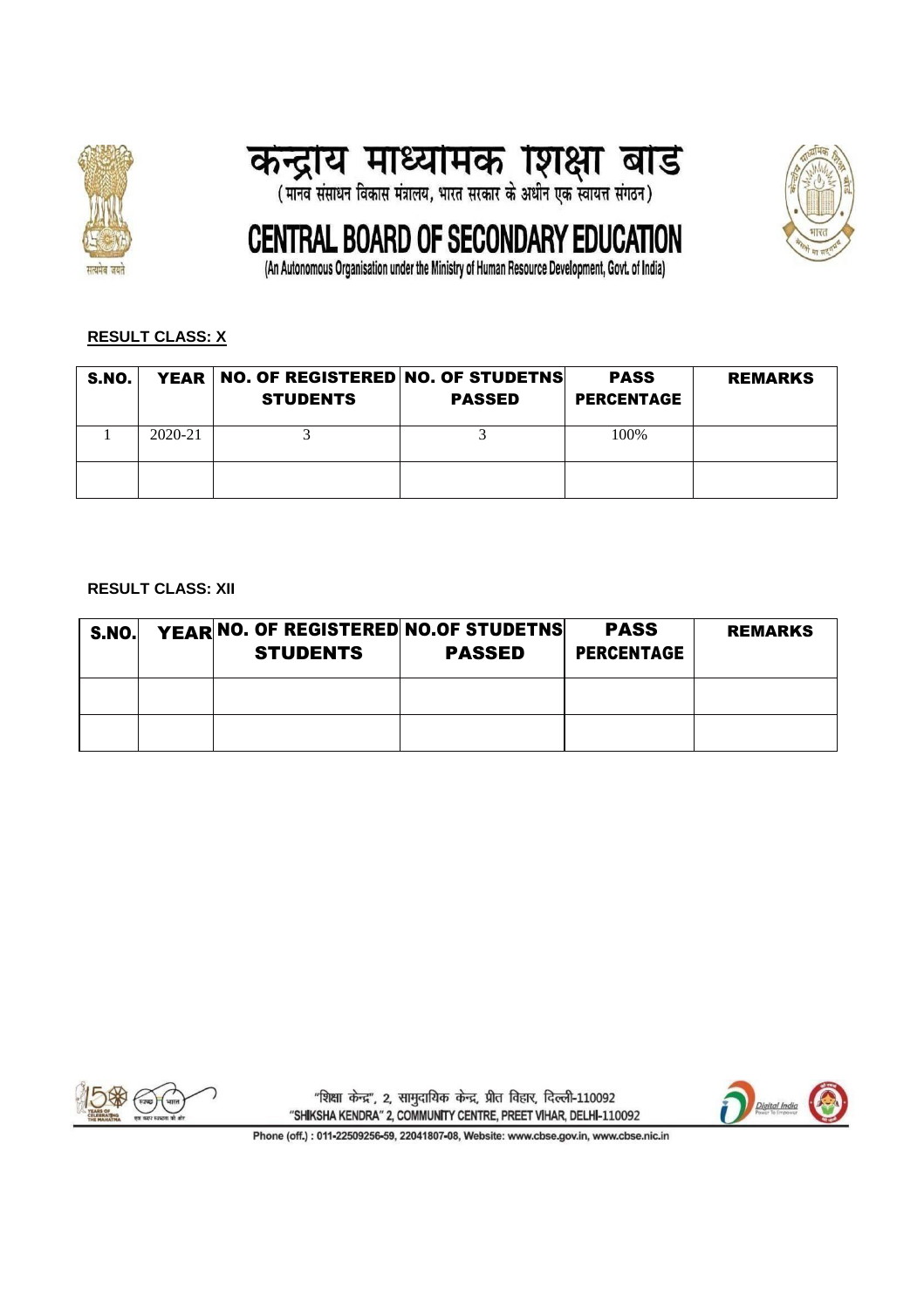केन्द्रीय माध्यमिक शिक्षा बोर्ड

(मानव संसाधन विकास मंत्रालय, भारत सरकार के अधीन एक स्वायत्त संगठन)

# CENTRAL BOARD OF SECONDARY EDUCATION

(An Autonomous Organisation under the Ministry of Human Resource Development, Govt. of India)

**RESULT CLASS: X**

| S.NO. | YEAR | NO. OF REGISTERED STUDENTS | NO. OF STUDETNS PASSED | PASS PERCENTAGE | REMARKS |
|---|---|---|---|---|---|
| 1 | 2020-21 | 3 | 3 | 100% | |
| | | | | | |

**RESULT CLASS: XII**

| S.NO. | YEAR | NO. OF REGISTERED STUDENTS | NO.OF STUDETNS PASSED | PASS PERCENTAGE | REMARKS |
|---|---|---|---|---|---|
| | | | | | |
| | | | | | |

"शिक्षा केन्द्र", 2, सामुदायिक केन्द्र, प्रीत विहार, दिल्ली-110092

"SHIKSHA KENDRA" 2, COMMUNITY CENTRE, PREET VIHAR, DELHI-110092

Phone (off.) : 011-22509256-59, 22041807-08, Website: www.cbse.gov.in, www.cbse.nic.in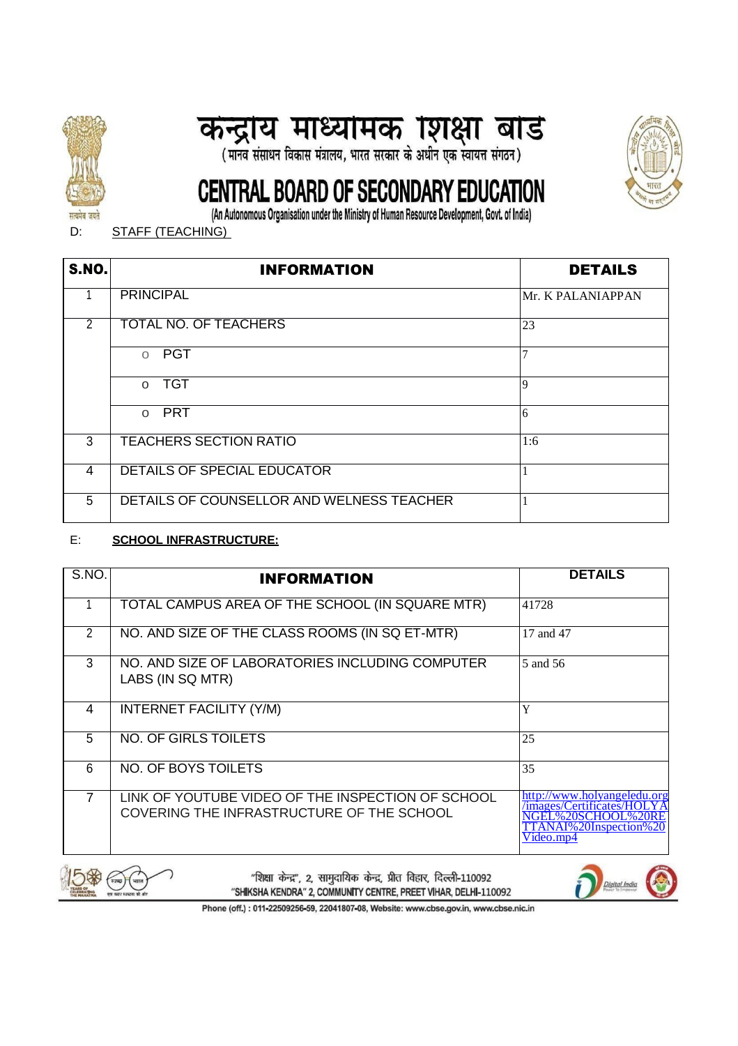# केन्द्रीय माध्यमिक शिक्षा बोर्ड

(मानव संसाधन विकास मंत्रालय, भारत सरकार के अधीन एक स्वायत्त संगठन)

# CENTRAL BOARD OF SECONDARY EDUCATION

(An Autonomous Organisation under the Ministry of Human Resource Development, Govt. of India)

D: STAFF (TEACHING)

| S.NO. | INFORMATION | DETAILS |
|---|---|---|
| 1 | PRINCIPAL | Mr. K PALANIAPPAN |
| 2 | TOTAL NO. OF TEACHERS | 23 |
| | o PGT | 7 |
| | o TGT | 9 |
| | o PRT | 6 |
| 3 | TEACHERS SECTION RATIO | 1:6 |
| 4 | DETAILS OF SPECIAL EDUCATOR | 1 |
| 5 | DETAILS OF COUNSELLOR AND WELNESS TEACHER | 1 |

E: **SCHOOL INFRASTRUCTURE:**

| S.NO. | INFORMATION | DETAILS |
|---|---|---|
| 1 | TOTAL CAMPUS AREA OF THE SCHOOL (IN SQUARE MTR) | 41728 |
| 2 | NO. AND SIZE OF THE CLASS ROOMS (IN SQ ET-MTR) | 17 and 47 |
| 3 | NO. AND SIZE OF LABORATORIES INCLUDING COMPUTER LABS (IN SQ MTR) | 5 and 56 |
| 4 | INTERNET FACILITY (Y/M) | Y |
| 5 | NO. OF GIRLS TOILETS | 25 |
| 6 | NO. OF BOYS TOILETS | 35 |
| 7 | LINK OF YOUTUBE VIDEO OF THE INSPECTION OF SCHOOL COVERING THE INFRASTRUCTURE OF THE SCHOOL | http://www.holyangeledu.org/images/Certificates/HOLYANGEL%20SCHOOL%20RETTANAI%20Inspection%20Video.mp4 |

"शिक्षा केन्द्र", 2, सामुदायिक केन्द्र, प्रीत विहार, दिल्ली-110092
"SHIKSHA KENDRA" 2, COMMUNITY CENTRE, PREET VIHAR, DELHI-110092
Phone (off.) : 011-22509256-59, 22041807-08, Website: www.cbse.gov.in, www.cbse.nic.in